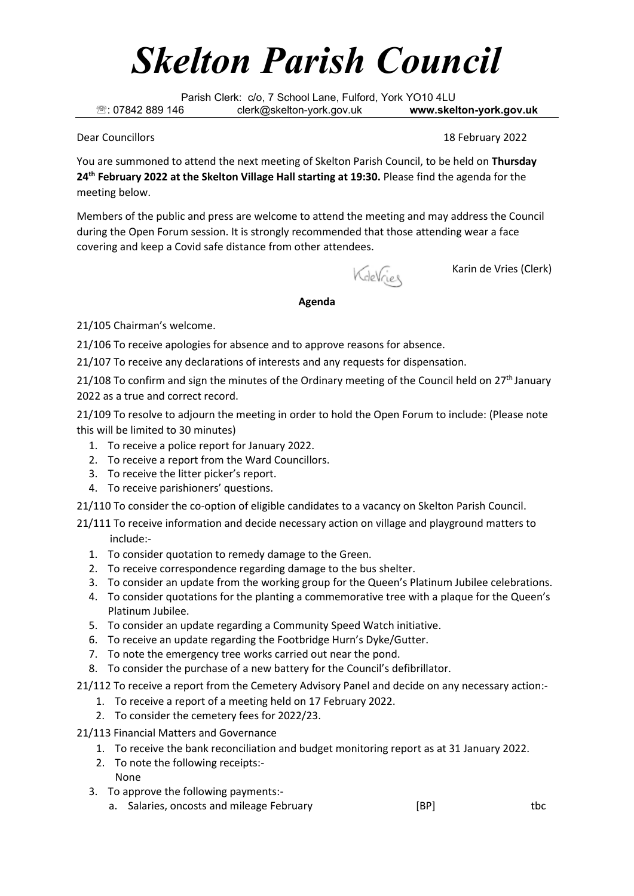# *Skelton Parish Council*

Parish Clerk: c/o, 7 School Lane, Fulford, York YO10 4LU
☏: 07842 889 146 clerk@skelton-york.gov.uk **www.skelton-york.gov.uk**

Dear Councillors 18 February 2022

You are summoned to attend the next meeting of Skelton Parish Council, to be held on **Thursday 24th February 2022 at the Skelton Village Hall starting at 19:30.** Please find the agenda for the meeting below.

Members of the public and press are welcome to attend the meeting and may address the Council during the Open Forum session. It is strongly recommended that those attending wear a face covering and keep a Covid safe distance from other attendees.

KdeVries

Karin de Vries (Clerk)

**Agenda**

21/105 Chairman's welcome.

21/106 To receive apologies for absence and to approve reasons for absence.

21/107 To receive any declarations of interests and any requests for dispensation.

21/108 To confirm and sign the minutes of the Ordinary meeting of the Council held on 27th January 2022 as a true and correct record.

21/109 To resolve to adjourn the meeting in order to hold the Open Forum to include: (Please note this will be limited to 30 minutes)

1. To receive a police report for January 2022.
2. To receive a report from the Ward Councillors.
3. To receive the litter picker's report.
4. To receive parishioners' questions.

21/110 To consider the co-option of eligible candidates to a vacancy on Skelton Parish Council.

21/111 To receive information and decide necessary action on village and playground matters to include:-

1. To consider quotation to remedy damage to the Green.
2. To receive correspondence regarding damage to the bus shelter.
3. To consider an update from the working group for the Queen's Platinum Jubilee celebrations.
4. To consider quotations for the planting a commemorative tree with a plaque for the Queen's Platinum Jubilee.
5. To consider an update regarding a Community Speed Watch initiative.
6. To receive an update regarding the Footbridge Hurn's Dyke/Gutter.
7. To note the emergency tree works carried out near the pond.
8. To consider the purchase of a new battery for the Council's defibrillator.

21/112 To receive a report from the Cemetery Advisory Panel and decide on any necessary action:-

1. To receive a report of a meeting held on 17 February 2022.
2. To consider the cemetery fees for 2022/23.

21/113 Financial Matters and Governance

1. To receive the bank reconciliation and budget monitoring report as at 31 January 2022.
2. To note the following receipts:-
   None
3. To approve the following payments:-
   a. Salaries, oncosts and mileage February [BP] tbc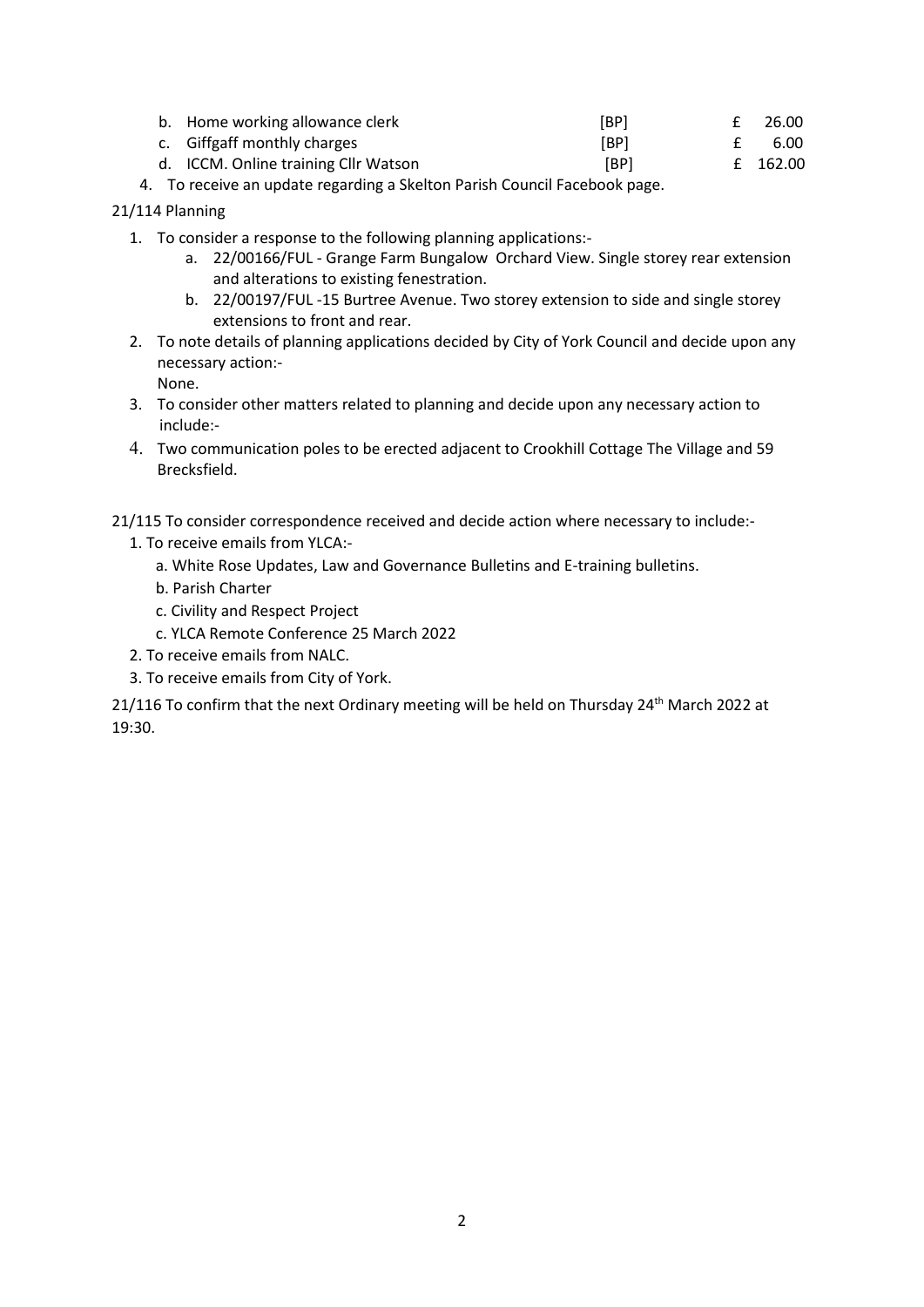b. Home working allowance clerk [BP] £ 26.00
c. Giffgaff monthly charges [BP] £ 6.00
d. ICCM. Online training Cllr Watson [BP] £ 162.00

4. To receive an update regarding a Skelton Parish Council Facebook page.

21/114 Planning

1. To consider a response to the following planning applications:-
   a. 22/00166/FUL - Grange Farm Bungalow Orchard View. Single storey rear extension and alterations to existing fenestration.
   b. 22/00197/FUL -15 Burtree Avenue. Two storey extension to side and single storey extensions to front and rear.
2. To note details of planning applications decided by City of York Council and decide upon any necessary action:-
   None.
3. To consider other matters related to planning and decide upon any necessary action to include:-
4. Two communication poles to be erected adjacent to Crookhill Cottage The Village and 59 Brecksfield.

21/115 To consider correspondence received and decide action where necessary to include:-

1. To receive emails from YLCA:-
   a. White Rose Updates, Law and Governance Bulletins and E-training bulletins.
   b. Parish Charter
   c. Civility and Respect Project
   c. YLCA Remote Conference 25 March 2022
2. To receive emails from NALC.
3. To receive emails from City of York.

21/116 To confirm that the next Ordinary meeting will be held on Thursday 24th March 2022 at 19:30.